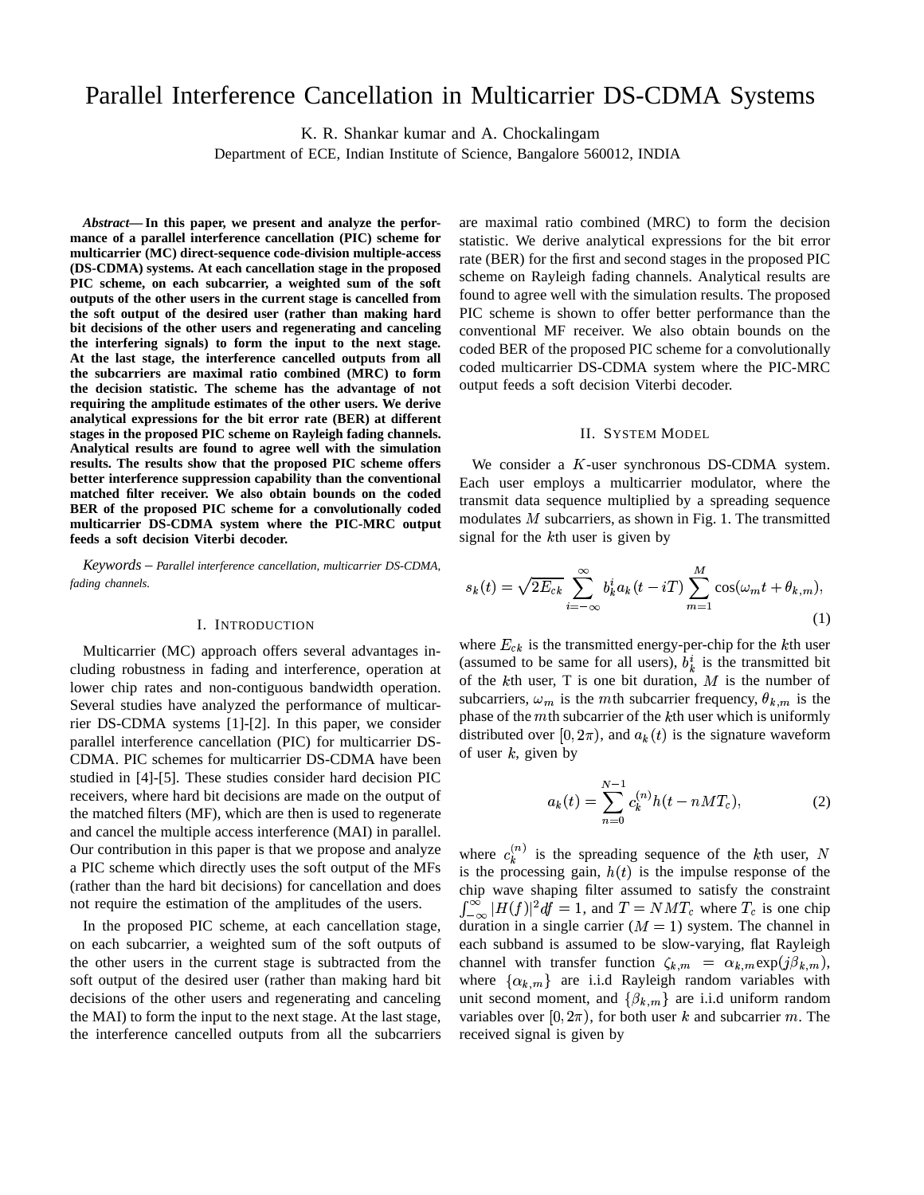# Parallel Interference Cancellation in Multicarrier DS-CDMA Systems

K. R. Shankar kumar and A. Chockalingam

Department of ECE, Indian Institute of Science, Bangalore 560012, INDIA

***Abstract*— In this paper, we present and analyze the performance of a parallel interference cancellation (PIC) scheme for multicarrier (MC) direct-sequence code-division multiple-access (DS-CDMA) systems. At each cancellation stage in the proposed PIC scheme, on each subcarrier, a weighted sum of the soft outputs of the other users in the current stage is cancelled from the soft output of the desired user (rather than making hard bit decisions of the other users and regenerating and canceling the interfering signals) to form the input to the next stage. At the last stage, the interference cancelled outputs from all the subcarriers are maximal ratio combined (MRC) to form the decision statistic. The scheme has the advantage of not requiring the amplitude estimates of the other users. We derive analytical expressions for the bit error rate (BER) at different stages in the proposed PIC scheme on Rayleigh fading channels. Analytical results are found to agree well with the simulation results. The results show that the proposed PIC scheme offers better interference suppression capability than the conventional matched filter receiver. We also obtain bounds on the coded BER of the proposed PIC scheme for a convolutionally coded multicarrier DS-CDMA system where the PIC-MRC output feeds a soft decision Viterbi decoder.**

*Keywords* – *Parallel interference cancellation, multicarrier DS-CDMA, fading channels.*

## I. Introduction

Multicarrier (MC) approach offers several advantages including robustness in fading and interference, operation at lower chip rates and non-contiguous bandwidth operation. Several studies have analyzed the performance of multicarrier DS-CDMA systems [1]-[2]. In this paper, we consider parallel interference cancellation (PIC) for multicarrier DS-CDMA. PIC schemes for multicarrier DS-CDMA have been studied in [4]-[5]. These studies consider hard decision PIC receivers, where hard bit decisions are made on the output of the matched filters (MF), which are then is used to regenerate and cancel the multiple access interference (MAI) in parallel. Our contribution in this paper is that we propose and analyze a PIC scheme which directly uses the soft output of the MFs (rather than the hard bit decisions) for cancellation and does not require the estimation of the amplitudes of the users.

In the proposed PIC scheme, at each cancellation stage, on each subcarrier, a weighted sum of the soft outputs of the other users in the current stage is subtracted from the soft output of the desired user (rather than making hard bit decisions of the other users and regenerating and canceling the MAI) to form the input to the next stage. At the last stage, the interference cancelled outputs from all the subcarriers are maximal ratio combined (MRC) to form the decision statistic. We derive analytical expressions for the bit error rate (BER) for the first and second stages in the proposed PIC scheme on Rayleigh fading channels. Analytical results are found to agree well with the simulation results. The proposed PIC scheme is shown to offer better performance than the conventional MF receiver. We also obtain bounds on the coded BER of the proposed PIC scheme for a convolutionally coded multicarrier DS-CDMA system where the PIC-MRC output feeds a soft decision Viterbi decoder.

## II. System Model

We consider a $K$-user synchronous DS-CDMA system. Each user employs a multicarrier modulator, where the transmit data sequence multiplied by a spreading sequence modulates $M$ subcarriers, as shown in Fig. 1. The transmitted signal for the $k$th user is given by

$$s_k(t) = \sqrt{2E_{ck}} \sum_{i=-\infty}^{\infty} b_k^i a_k(t - iT) \sum_{m=1}^{M} \cos(\omega_m t + \theta_{k,m}), \tag{1}$$

where $E_{ck}$ is the transmitted energy-per-chip for the $k$th user (assumed to be same for all users), $b_k^i$ is the transmitted bit of the $k$th user, T is one bit duration, $M$ is the number of subcarriers, $\omega_m$ is the $m$th subcarrier frequency, $\theta_{k,m}$ is the phase of the $m$th subcarrier of the $k$th user which is uniformly distributed over $[0, 2\pi)$, and $a_k(t)$ is the signature waveform of user $k$, given by

$$a_k(t) = \sum_{n=0}^{N-1} c_k^{(n)} h(t - nMT_c), \tag{2}$$

where $c_k^{(n)}$ is the spreading sequence of the $k$th user, $N$ is the processing gain, $h(t)$ is the impulse response of the chip wave shaping filter assumed to satisfy the constraint $\int_{-\infty}^{\infty} |H(f)|^2 df = 1$, and $T = NMT_c$ where $T_c$ is one chip duration in a single carrier ($M = 1$) system. The channel in each subband is assumed to be slow-varying, flat Rayleigh channel with transfer function $\zeta_{k,m} = \alpha_{k,m} \exp(j\beta_{k,m})$, where $\{\alpha_{k,m}\}$ are i.i.d Rayleigh random variables with unit second moment, and $\{\beta_{k,m}\}$ are i.i.d uniform random variables over $[0, 2\pi)$, for both user $k$ and subcarrier $m$. The received signal is given by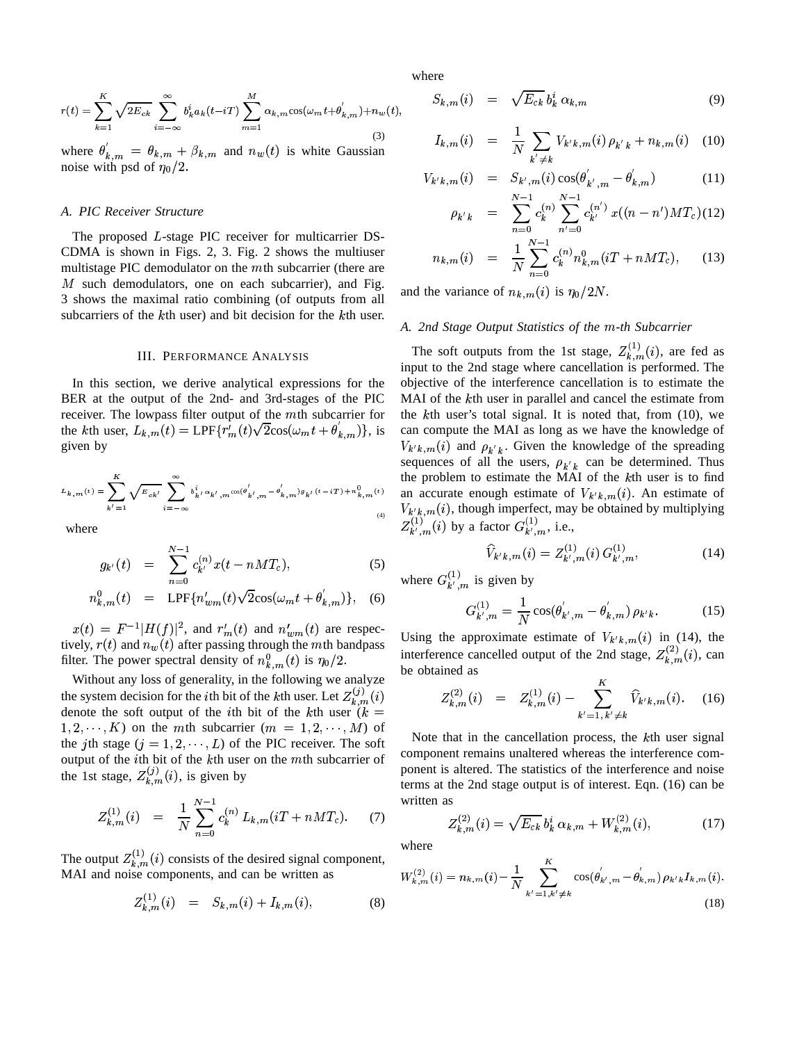$$r(t) = \sum_{k=1}^{K} \sqrt{2E_{ck}} \sum_{i=-\infty}^{\infty} b_k^i a_k(t-iT) \sum_{m=1}^{M} \alpha_{k,m} \cos(\omega_m t + \theta'_{k,m}) + n_w(t), \tag{3}$$

where $\theta'_{k,m} = \theta_{k,m} + \beta_{k,m}$ and $n_w(t)$ is white Gaussian noise with psd of $\eta_0/2$.

### A. PIC Receiver Structure

The proposed $L$-stage PIC receiver for multicarrier DS-CDMA is shown in Figs. 2, 3. Fig. 2 shows the multiuser multistage PIC demodulator on the $m$th subcarrier (there are $M$ such demodulators, one on each subcarrier), and Fig. 3 shows the maximal ratio combining (of outputs from all subcarriers of the $k$th user) and bit decision for the $k$th user.

## III. Performance Analysis

In this section, we derive analytical expressions for the BER at the output of the 2nd- and 3rd-stages of the PIC receiver. The lowpass filter output of the $m$th subcarrier for the $k$th user, $L_{k,m}(t) = \text{LPF}\{r'_m(t)\sqrt{2}\cos(\omega_m t + \theta'_{k,m})\}$, is given by

$$L_{k,m}(t) = \sum_{k'=1}^{K} \sqrt{E_{ck'}} \sum_{i=-\infty}^{\infty} b_{k'}^i \alpha_{k',m} \cos(\theta'_{k',m} - \theta'_{k,m}) g_{k'}(t-iT) + n_{k,m}^0(t) \tag{4}$$

where

$$g_{k'}(t) = \sum_{n=0}^{N-1} c_{k'}^{(n)} x(t - nMT_c), \tag{5}$$

$$n_{k,m}^0(t) = \text{LPF}\{n'_{wm}(t)\sqrt{2}\cos(\omega_m t + \theta'_{k,m})\}, \tag{6}$$

$x(t) = F^{-1}|H(f)|^2$, and $r'_m(t)$ and $n'_{wm}(t)$ are respectively, $r(t)$ and $n_w(t)$ after passing through the $m$th bandpass filter. The power spectral density of $n_{k,m}^0(t)$ is $\eta_0/2$.

Without any loss of generality, in the following we analyze the system decision for the $i$th bit of the $k$th user. Let $Z_{k,m}^{(j)}(i)$ denote the soft output of the $i$th bit of the $k$th user ($k = 1, 2, \cdots, K$) on the $m$th subcarrier ($m = 1, 2, \cdots, M$) of the $j$th stage ($j = 1, 2, \cdots, L$) of the PIC receiver. The soft output of the $i$th bit of the $k$th user on the $m$th subcarrier of the 1st stage, $Z_{k,m}^{(j)}(i)$, is given by

$$Z_{k,m}^{(1)}(i) = \frac{1}{N} \sum_{n=0}^{N-1} c_k^{(n)} L_{k,m}(iT + nMT_c). \tag{7}$$

The output $Z_{k,m}^{(1)}(i)$ consists of the desired signal component, MAI and noise components, and can be written as

$$Z_{k,m}^{(1)}(i) = S_{k,m}(i) + I_{k,m}(i), \tag{8}$$

where

$$S_{k,m}(i) = \sqrt{E_{ck}}\, b_k^i\, \alpha_{k,m} \tag{9}$$

$$I_{k,m}(i) = \frac{1}{N} \sum_{k' \neq k} V_{k'k,m}(i)\, \rho_{k'k} + n_{k,m}(i) \tag{10}$$

$$V_{k'k,m}(i) = S_{k',m}(i) \cos(\theta'_{k',m} - \theta'_{k,m}) \tag{11}$$

$$\rho_{k'k} = \sum_{n=0}^{N-1} c_k^{(n)} \sum_{n'=0}^{N-1} c_{k'}^{(n')} x((n-n')MT_c) \tag{12}$$

$$n_{k,m}(i) = \frac{1}{N} \sum_{n=0}^{N-1} c_k^{(n)} n_{k,m}^0(iT + nMT_c), \tag{13}$$

and the variance of $n_{k,m}(i)$ is $\eta_0/2N$.

### A. 2nd Stage Output Statistics of the $m$-th Subcarrier

The soft outputs from the 1st stage, $Z_{k,m}^{(1)}(i)$, are fed as input to the 2nd stage where cancellation is performed. The objective of the interference cancellation is to estimate the MAI of the $k$th user in parallel and cancel the estimate from the $k$th user's total signal. It is noted that, from (10), we can compute the MAI as long as we have the knowledge of $V_{k'k,m}(i)$ and $\rho_{k'k}$. Given the knowledge of the spreading sequences of all the users, $\rho_{k'k}$ can be determined. Thus the problem to estimate the MAI of the $k$th user is to find an accurate enough estimate of $V_{k'k,m}(i)$. An estimate of $V_{k'k,m}(i)$, though imperfect, may be obtained by multiplying $Z_{k',m}^{(1)}(i)$ by a factor $G_{k',m}^{(1)}$, i.e.,

$$\widehat{V}_{k'k,m}(i) = Z_{k',m}^{(1)}(i)\, G_{k',m}^{(1)}, \tag{14}$$

where $G_{k',m}^{(1)}$ is given by

$$G_{k',m}^{(1)} = \frac{1}{N} \cos(\theta'_{k',m} - \theta'_{k,m})\, \rho_{k'k}. \tag{15}$$

Using the approximate estimate of $V_{k'k,m}(i)$ in (14), the interference cancelled output of the 2nd stage, $Z_{k,m}^{(2)}(i)$, can be obtained as

$$Z_{k,m}^{(2)}(i) = Z_{k,m}^{(1)}(i) - \sum_{k'=1,\, k' \neq k}^{K} \widehat{V}_{k'k,m}(i). \tag{16}$$

Note that in the cancellation process, the $k$th user signal component remains unaltered whereas the interference component is altered. The statistics of the interference and noise terms at the 2nd stage output is of interest. Eqn. (16) can be written as

$$Z_{k,m}^{(2)}(i) = \sqrt{E_{ck}}\, b_k^i\, \alpha_{k,m} + W_{k,m}^{(2)}(i), \tag{17}$$

where

$$W_{k,m}^{(2)}(i) = n_{k,m}(i) - \frac{1}{N} \sum_{k'=1, k' \neq k}^{K} \cos(\theta'_{k',m} - \theta'_{k,m})\, \rho_{k'k} I_{k,m}(i). \tag{18}$$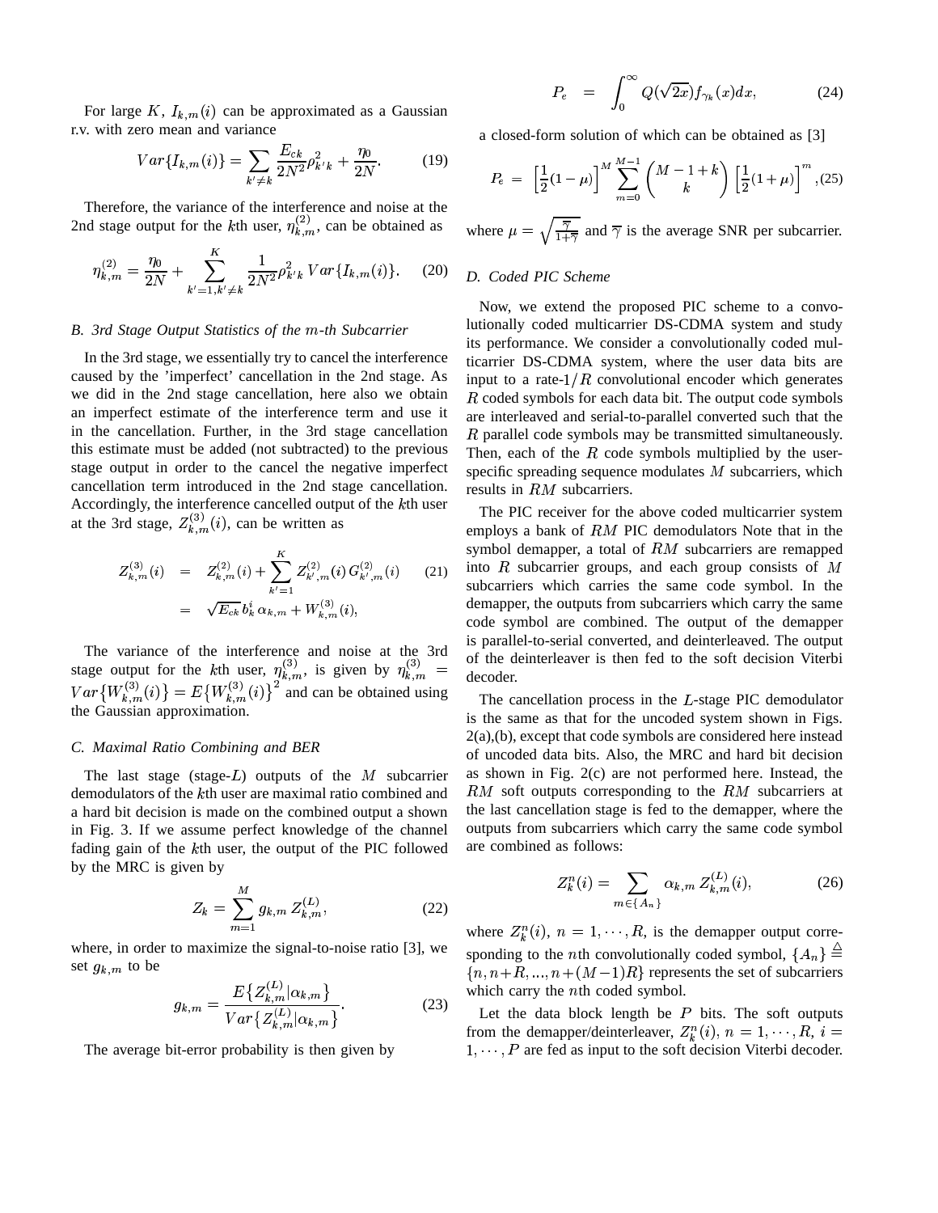For large $K$, $I_{k,m}(i)$ can be approximated as a Gaussian r.v. with zero mean and variance

$$Var\{I_{k,m}(i)\} = \sum_{k' \neq k} \frac{E_{ck}}{2N^2} \rho_{k'k}^2 + \frac{\eta_0}{2N}. \quad (19)$$

Therefore, the variance of the interference and noise at the 2nd stage output for the $k$th user, $\eta_{k,m}^{(2)}$, can be obtained as

$$\eta_{k,m}^{(2)} = \frac{\eta_0}{2N} + \sum_{k'=1, k' \neq k}^{K} \frac{1}{2N^2} \rho_{k'k}^2 \, Var\{I_{k,m}(i)\}. \quad (20)$$

### B. 3rd Stage Output Statistics of the $m$-th Subcarrier

In the 3rd stage, we essentially try to cancel the interference caused by the 'imperfect' cancellation in the 2nd stage. As we did in the 2nd stage cancellation, here also we obtain an imperfect estimate of the interference term and use it in the cancellation. Further, in the 3rd stage cancellation this estimate must be added (not subtracted) to the previous stage output in order to the cancel the negative imperfect cancellation term introduced in the 2nd stage cancellation. Accordingly, the interference cancelled output of the $k$th user at the 3rd stage, $Z_{k,m}^{(3)}(i)$, can be written as

$$\begin{aligned} Z_{k,m}^{(3)}(i) &= Z_{k,m}^{(2)}(i) + \sum_{k'=1}^{K} Z_{k',m}^{(2)}(i) \, G_{k',m}^{(2)}(i) \quad (21) \\ &= \sqrt{E_{ck}} \, b_k^i \, \alpha_{k,m} + W_{k,m}^{(3)}(i), \end{aligned}$$

The variance of the interference and noise at the 3rd stage output for the $k$th user, $\eta_{k,m}^{(3)}$, is given by $\eta_{k,m}^{(3)} = Var\{W_{k,m}^{(3)}(i)\} = E\{W_{k,m}^{(3)}(i)\}^2$ and can be obtained using the Gaussian approximation.

### C. Maximal Ratio Combining and BER

The last stage (stage-$L$) outputs of the $M$ subcarrier demodulators of the $k$th user are maximal ratio combined and a hard bit decision is made on the combined output a shown in Fig. 3. If we assume perfect knowledge of the channel fading gain of the $k$th user, the output of the PIC followed by the MRC is given by

$$Z_k = \sum_{m=1}^{M} g_{k,m} \, Z_{k,m}^{(L)}, \quad (22)$$

where, in order to maximize the signal-to-noise ratio [3], we set $g_{k,m}$ to be

$$g_{k,m} = \frac{E\{Z_{k,m}^{(L)} | \alpha_{k,m}\}}{Var\{Z_{k,m}^{(L)} | \alpha_{k,m}\}}. \quad (23)$$

The average bit-error probability is then given by

$$P_e = \int_0^{\infty} Q(\sqrt{2x}) f_{\gamma_k}(x) dx, \quad (24)$$

a closed-form solution of which can be obtained as [3]

$$P_e = \left[\frac{1}{2}(1-\mu)\right]^M \sum_{m=0}^{M-1} \binom{M-1+k}{k} \left[\frac{1}{2}(1+\mu)\right]^m, \quad (25)$$

where $\mu = \sqrt{\frac{\overline{\gamma}}{1+\overline{\gamma}}}$ and $\overline{\gamma}$ is the average SNR per subcarrier.

### D. Coded PIC Scheme

Now, we extend the proposed PIC scheme to a convolutionally coded multicarrier DS-CDMA system and study its performance. We consider a convolutionally coded multicarrier DS-CDMA system, where the user data bits are input to a rate-$1/R$ convolutional encoder which generates $R$ coded symbols for each data bit. The output code symbols are interleaved and serial-to-parallel converted such that the $R$ parallel code symbols may be transmitted simultaneously. Then, each of the $R$ code symbols multiplied by the user-specific spreading sequence modulates $M$ subcarriers, which results in $RM$ subcarriers.

The PIC receiver for the above coded multicarrier system employs a bank of $RM$ PIC demodulators Note that in the symbol demapper, a total of $RM$ subcarriers are remapped into $R$ subcarrier groups, and each group consists of $M$ subcarriers which carries the same code symbol. In the demapper, the outputs from subcarriers which carry the same code symbol are combined. The output of the demapper is parallel-to-serial converted, and deinterleaved. The output of the deinterleaver is then fed to the soft decision Viterbi decoder.

The cancellation process in the $L$-stage PIC demodulator is the same as that for the uncoded system shown in Figs. 2(a),(b), except that code symbols are considered here instead of uncoded data bits. Also, the MRC and hard bit decision as shown in Fig. 2(c) are not performed here. Instead, the $RM$ soft outputs corresponding to the $RM$ subcarriers at the last cancellation stage is fed to the demapper, where the outputs from subcarriers which carry the same code symbol are combined as follows:

$$Z_k^n(i) = \sum_{m \in \{A_n\}} \alpha_{k,m} \, Z_{k,m}^{(L)}(i), \quad (26)$$

where $Z_k^n(i)$, $n = 1, \cdots, R$, is the demapper output corresponding to the $n$th convolutionally coded symbol, $\{A_n\} \stackrel{\triangle}{=} \{n, n+R, ..., n+(M-1)R\}$ represents the set of subcarriers which carry the $n$th coded symbol.

Let the data block length be $P$ bits. The soft outputs from the demapper/deinterleaver, $Z_k^n(i)$, $n = 1, \cdots, R$, $i = 1, \cdots, P$ are fed as input to the soft decision Viterbi decoder.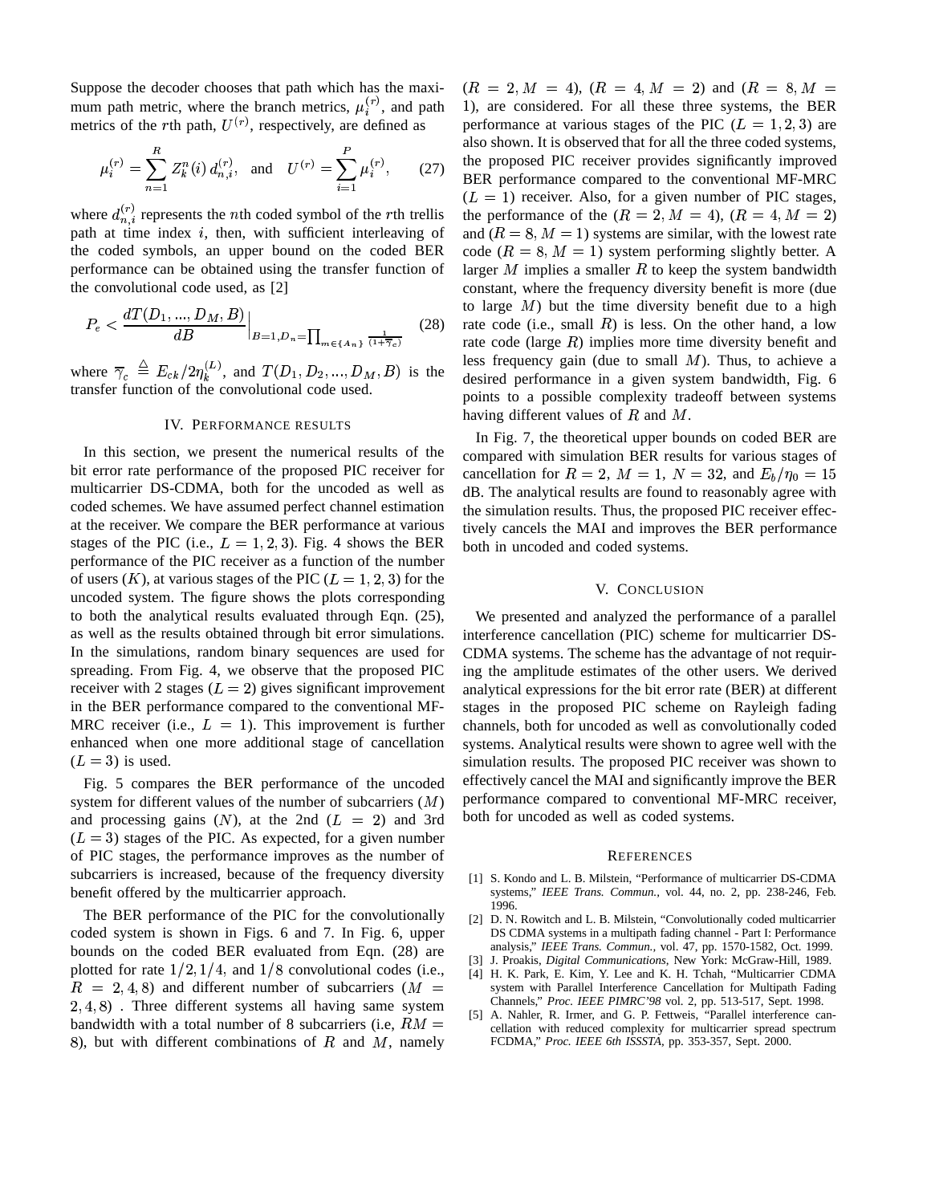Suppose the decoder chooses that path which has the maximum path metric, where the branch metrics, $\mu_i^{(r)}$, and path metrics of the $r$th path, $U^{(r)}$, respectively, are defined as

$$\mu_i^{(r)} = \sum_{n=1}^{R} Z_k^n(i)\, d_{n,i}^{(r)}, \quad \text{and} \quad U^{(r)} = \sum_{i=1}^{P} \mu_i^{(r)}, \qquad (27)$$

where $d_{n,i}^{(r)}$ represents the $n$th coded symbol of the $r$th trellis path at time index $i$, then, with sufficient interleaving of the coded symbols, an upper bound on the coded BER performance can be obtained using the transfer function of the convolutional code used, as [2]

$$P_e < \frac{dT(D_1, ..., D_M, B)}{dB}\Big|_{B=1, D_n = \prod_{m\in\{A_n\}} \frac{1}{(1+\overline{\gamma}_c)}} \qquad (28)$$

where $\overline{\gamma}_c \triangleq E_{ck}/2\eta_k^{(L)}$, and $T(D_1, D_2, ..., D_M, B)$ is the transfer function of the convolutional code used.

## IV. Performance results

In this section, we present the numerical results of the bit error rate performance of the proposed PIC receiver for multicarrier DS-CDMA, both for the uncoded as well as coded schemes. We have assumed perfect channel estimation at the receiver. We compare the BER performance at various stages of the PIC (i.e., $L = 1, 2, 3$). Fig. 4 shows the BER performance of the PIC receiver as a function of the number of users ($K$), at various stages of the PIC ($L = 1, 2, 3$) for the uncoded system. The figure shows the plots corresponding to both the analytical results evaluated through Eqn. (25), as well as the results obtained through bit error simulations. In the simulations, random binary sequences are used for spreading. From Fig. 4, we observe that the proposed PIC receiver with 2 stages ($L = 2$) gives significant improvement in the BER performance compared to the conventional MF-MRC receiver (i.e., $L = 1$). This improvement is further enhanced when one more additional stage of cancellation ($L = 3$) is used.

Fig. 5 compares the BER performance of the uncoded system for different values of the number of subcarriers ($M$) and processing gains ($N$), at the 2nd ($L = 2$) and 3rd ($L = 3$) stages of the PIC. As expected, for a given number of PIC stages, the performance improves as the number of subcarriers is increased, because of the frequency diversity benefit offered by the multicarrier approach.

The BER performance of the PIC for the convolutionally coded system is shown in Figs. 6 and 7. In Fig. 6, upper bounds on the coded BER evaluated from Eqn. (28) are plotted for rate $1/2, 1/4$, and $1/8$ convolutional codes (i.e., $R = 2, 4, 8$) and different number of subcarriers ($M = 2, 4, 8$) . Three different systems all having same system bandwidth with a total number of 8 subcarriers (i.e, $RM = 8$), but with different combinations of $R$ and $M$, namely ($R = 2, M = 4$), ($R = 4, M = 2$) and ($R = 8, M = 1$), are considered. For all these three systems, the BER performance at various stages of the PIC ($L = 1, 2, 3$) are also shown. It is observed that for all the three coded systems, the proposed PIC receiver provides significantly improved BER performance compared to the conventional MF-MRC ($L = 1$) receiver. Also, for a given number of PIC stages, the performance of the ($R = 2, M = 4$), ($R = 4, M = 2$) and ($R = 8, M = 1$) systems are similar, with the lowest rate code ($R = 8, M = 1$) system performing slightly better. A larger $M$ implies a smaller $R$ to keep the system bandwidth constant, where the frequency diversity benefit is more (due to large $M$) but the time diversity benefit due to a high rate code (i.e., small $R$) is less. On the other hand, a low rate code (large $R$) implies more time diversity benefit and less frequency gain (due to small $M$). Thus, to achieve a desired performance in a given system bandwidth, Fig. 6 points to a possible complexity tradeoff between systems having different values of $R$ and $M$.

In Fig. 7, the theoretical upper bounds on coded BER are compared with simulation BER results for various stages of cancellation for $R = 2$, $M = 1$, $N = 32$, and $E_b/\eta_0 = 15$ dB. The analytical results are found to reasonably agree with the simulation results. Thus, the proposed PIC receiver effectively cancels the MAI and improves the BER performance both in uncoded and coded systems.

## V. Conclusion

We presented and analyzed the performance of a parallel interference cancellation (PIC) scheme for multicarrier DS-CDMA systems. The scheme has the advantage of not requiring the amplitude estimates of the other users. We derived analytical expressions for the bit error rate (BER) at different stages in the proposed PIC scheme on Rayleigh fading channels, both for uncoded as well as convolutionally coded systems. Analytical results were shown to agree well with the simulation results. The proposed PIC receiver was shown to effectively cancel the MAI and significantly improve the BER performance compared to conventional MF-MRC receiver, both for uncoded as well as coded systems.

## References

[1] S. Kondo and L. B. Milstein, "Performance of multicarrier DS-CDMA systems," *IEEE Trans. Commun.*, vol. 44, no. 2, pp. 238-246, Feb. 1996.

[2] D. N. Rowitch and L. B. Milstein, "Convolutionally coded multicarrier DS CDMA systems in a multipath fading channel - Part I: Performance analysis," *IEEE Trans. Commun.*, vol. 47, pp. 1570-1582, Oct. 1999.

[3] J. Proakis, *Digital Communications*, New York: McGraw-Hill, 1989.

[4] H. K. Park, E. Kim, Y. Lee and K. H. Tchah, "Multicarrier CDMA system with Parallel Interference Cancellation for Multipath Fading Channels," *Proc. IEEE PIMRC'98* vol. 2, pp. 513-517, Sept. 1998.

[5] A. Nahler, R. Irmer, and G. P. Fettweis, "Parallel interference cancellation with reduced complexity for multicarrier spread spectrum FCDMA," *Proc. IEEE 6th ISSSTA*, pp. 353-357, Sept. 2000.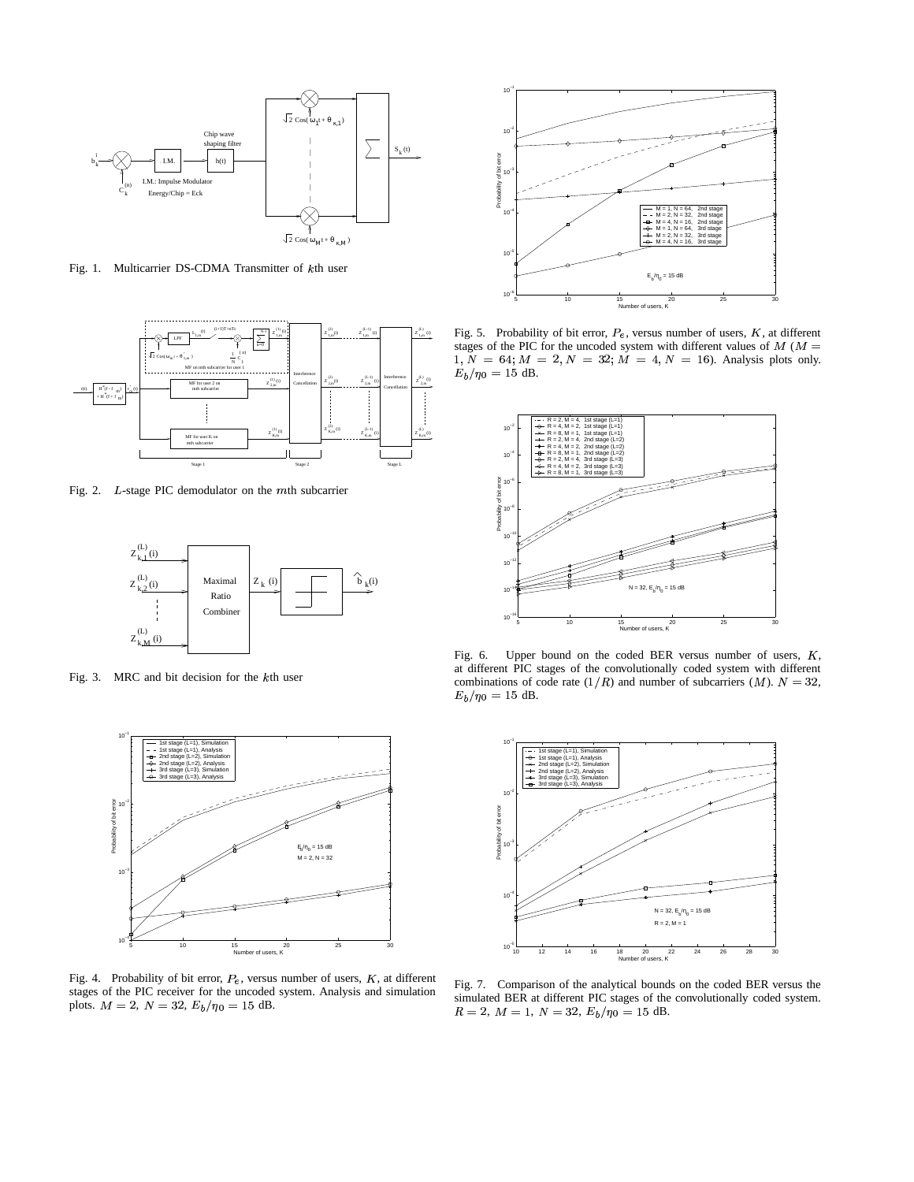Fig. 1. Multicarrier DS-CDMA Transmitter of $k$th user

Fig. 2. $L$-stage PIC demodulator on the $m$th subcarrier

Fig. 3. MRC and bit decision for the $k$th user

Fig. 4. Probability of bit error, $P_e$, versus number of users, $K$, at different stages of the PIC receiver for the uncoded system. Analysis and simulation plots. $M = 2$, $N = 32$, $E_b/\eta_0 = 15$ dB.

Fig. 5. Probability of bit error, $P_e$, versus number of users, $K$, at different stages of the PIC for the uncoded system with different values of $M$ ($M = 1$, $N = 64$; $M = 2, N = 32$; $M = 4$, $N = 16$). Analysis plots only. $E_b/\eta_0 = 15$ dB.

Fig. 6. Upper bound on the coded BER versus number of users, $K$, at different PIC stages of the convolutionally coded system with different combinations of code rate ($1/R$) and number of subcarriers ($M$). $N = 32$, $E_b/\eta_0 = 15$ dB.

Fig. 7. Comparison of the analytical bounds on the coded BER versus the simulated BER at different PIC stages of the convolutionally coded system. $R = 2$, $M = 1$, $N = 32$, $E_b/\eta_0 = 15$ dB.